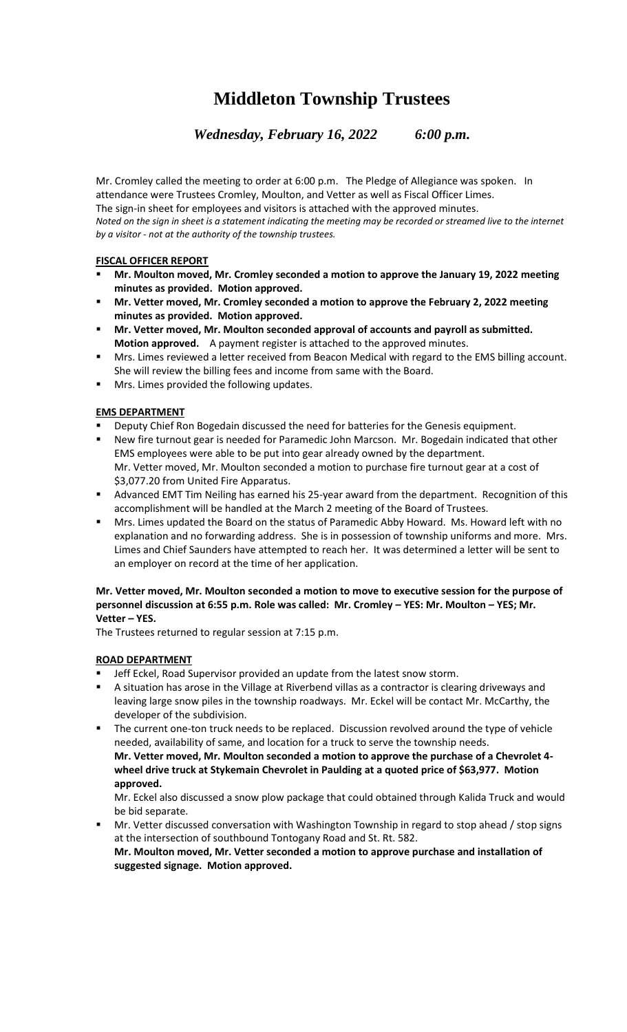# Middleton Township Trustees

***Wednesday, February 16, 2022 6:00 p.m.***

Mr. Cromley called the meeting to order at 6:00 p.m. The Pledge of Allegiance was spoken. In attendance were Trustees Cromley, Moulton, and Vetter as well as Fiscal Officer Limes.
The sign-in sheet for employees and visitors is attached with the approved minutes.
*Noted on the sign in sheet is a statement indicating the meeting may be recorded or streamed live to the internet by a visitor - not at the authority of the township trustees.*

**FISCAL OFFICER REPORT**

- **Mr. Moulton moved, Mr. Cromley seconded a motion to approve the January 19, 2022 meeting minutes as provided. Motion approved.**
- **Mr. Vetter moved, Mr. Cromley seconded a motion to approve the February 2, 2022 meeting minutes as provided. Motion approved.**
- **Mr. Vetter moved, Mr. Moulton seconded approval of accounts and payroll as submitted. Motion approved.** A payment register is attached to the approved minutes.
- Mrs. Limes reviewed a letter received from Beacon Medical with regard to the EMS billing account. She will review the billing fees and income from same with the Board.
- Mrs. Limes provided the following updates.

**EMS DEPARTMENT**

- Deputy Chief Ron Bogedain discussed the need for batteries for the Genesis equipment.
- New fire turnout gear is needed for Paramedic John Marcson. Mr. Bogedain indicated that other EMS employees were able to be put into gear already owned by the department. Mr. Vetter moved, Mr. Moulton seconded a motion to purchase fire turnout gear at a cost of \$3,077.20 from United Fire Apparatus.
- Advanced EMT Tim Neiling has earned his 25-year award from the department. Recognition of this accomplishment will be handled at the March 2 meeting of the Board of Trustees.
- Mrs. Limes updated the Board on the status of Paramedic Abby Howard. Ms. Howard left with no explanation and no forwarding address. She is in possession of township uniforms and more. Mrs. Limes and Chief Saunders have attempted to reach her. It was determined a letter will be sent to an employer on record at the time of her application.

**Mr. Vetter moved, Mr. Moulton seconded a motion to move to executive session for the purpose of personnel discussion at 6:55 p.m. Role was called: Mr. Cromley – YES: Mr. Moulton – YES; Mr. Vetter – YES.**

The Trustees returned to regular session at 7:15 p.m.

**ROAD DEPARTMENT**

- Jeff Eckel, Road Supervisor provided an update from the latest snow storm.
- A situation has arose in the Village at Riverbend villas as a contractor is clearing driveways and leaving large snow piles in the township roadways. Mr. Eckel will be contact Mr. McCarthy, the developer of the subdivision.
- The current one-ton truck needs to be replaced. Discussion revolved around the type of vehicle needed, availability of same, and location for a truck to serve the township needs.
  **Mr. Vetter moved, Mr. Moulton seconded a motion to approve the purchase of a Chevrolet 4-wheel drive truck at Stykemain Chevrolet in Paulding at a quoted price of \$63,977. Motion approved.**
  Mr. Eckel also discussed a snow plow package that could obtained through Kalida Truck and would be bid separate.
- Mr. Vetter discussed conversation with Washington Township in regard to stop ahead / stop signs at the intersection of southbound Tontogany Road and St. Rt. 582.
  **Mr. Moulton moved, Mr. Vetter seconded a motion to approve purchase and installation of suggested signage. Motion approved.**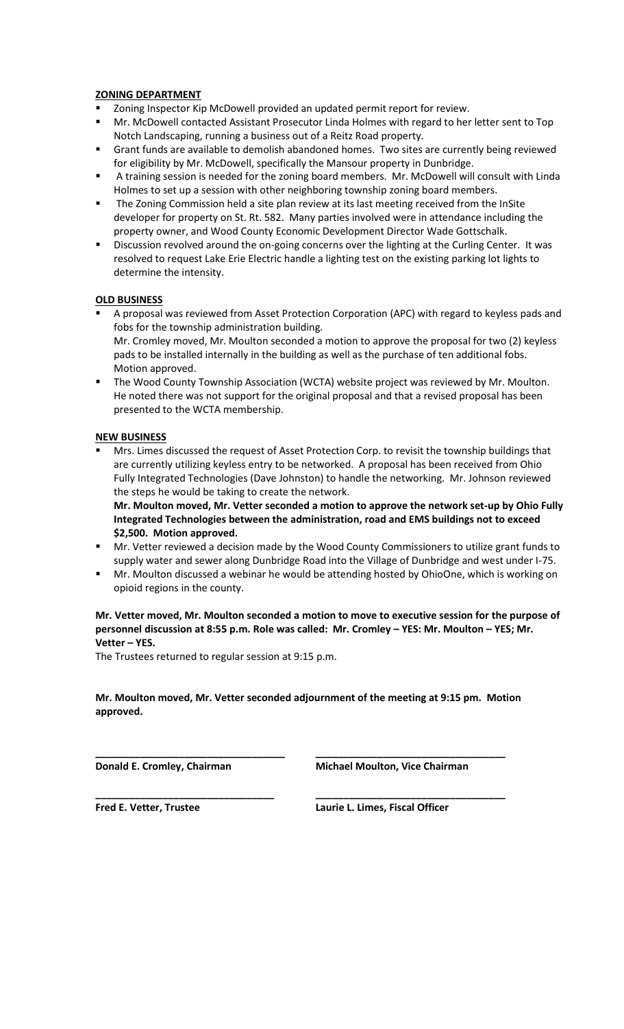## ZONING DEPARTMENT

- Zoning Inspector Kip McDowell provided an updated permit report for review.
- Mr. McDowell contacted Assistant Prosecutor Linda Holmes with regard to her letter sent to Top Notch Landscaping, running a business out of a Reitz Road property.
- Grant funds are available to demolish abandoned homes. Two sites are currently being reviewed for eligibility by Mr. McDowell, specifically the Mansour property in Dunbridge.
- A training session is needed for the zoning board members. Mr. McDowell will consult with Linda Holmes to set up a session with other neighboring township zoning board members.
- The Zoning Commission held a site plan review at its last meeting received from the InSite developer for property on St. Rt. 582. Many parties involved were in attendance including the property owner, and Wood County Economic Development Director Wade Gottschalk.
- Discussion revolved around the on-going concerns over the lighting at the Curling Center. It was resolved to request Lake Erie Electric handle a lighting test on the existing parking lot lights to determine the intensity.

## OLD BUSINESS

- A proposal was reviewed from Asset Protection Corporation (APC) with regard to keyless pads and fobs for the township administration building.
  Mr. Cromley moved, Mr. Moulton seconded a motion to approve the proposal for two (2) keyless pads to be installed internally in the building as well as the purchase of ten additional fobs. Motion approved.
- The Wood County Township Association (WCTA) website project was reviewed by Mr. Moulton. He noted there was not support for the original proposal and that a revised proposal has been presented to the WCTA membership.

## NEW BUSINESS

- Mrs. Limes discussed the request of Asset Protection Corp. to revisit the township buildings that are currently utilizing keyless entry to be networked. A proposal has been received from Ohio Fully Integrated Technologies (Dave Johnston) to handle the networking. Mr. Johnson reviewed the steps he would be taking to create the network.
  **Mr. Moulton moved, Mr. Vetter seconded a motion to approve the network set-up by Ohio Fully Integrated Technologies between the administration, road and EMS buildings not to exceed $2,500. Motion approved.**
- Mr. Vetter reviewed a decision made by the Wood County Commissioners to utilize grant funds to supply water and sewer along Dunbridge Road into the Village of Dunbridge and west under I-75.
- Mr. Moulton discussed a webinar he would be attending hosted by OhioOne, which is working on opioid regions in the county.

**Mr. Vetter moved, Mr. Moulton seconded a motion to move to executive session for the purpose of personnel discussion at 8:55 p.m. Role was called: Mr. Cromley – YES: Mr. Moulton – YES; Mr. Vetter – YES.**

The Trustees returned to regular session at 9:15 p.m.

**Mr. Moulton moved, Mr. Vetter seconded adjournment of the meeting at 9:15 pm. Motion approved.**

| | |
|---|---|
| ________________________________ | ________________________________ |
| **Donald E. Cromley, Chairman** | **Michael Moulton, Vice Chairman** |
| ________________________________ | ________________________________ |
| **Fred E. Vetter, Trustee** | **Laurie L. Limes, Fiscal Officer** |